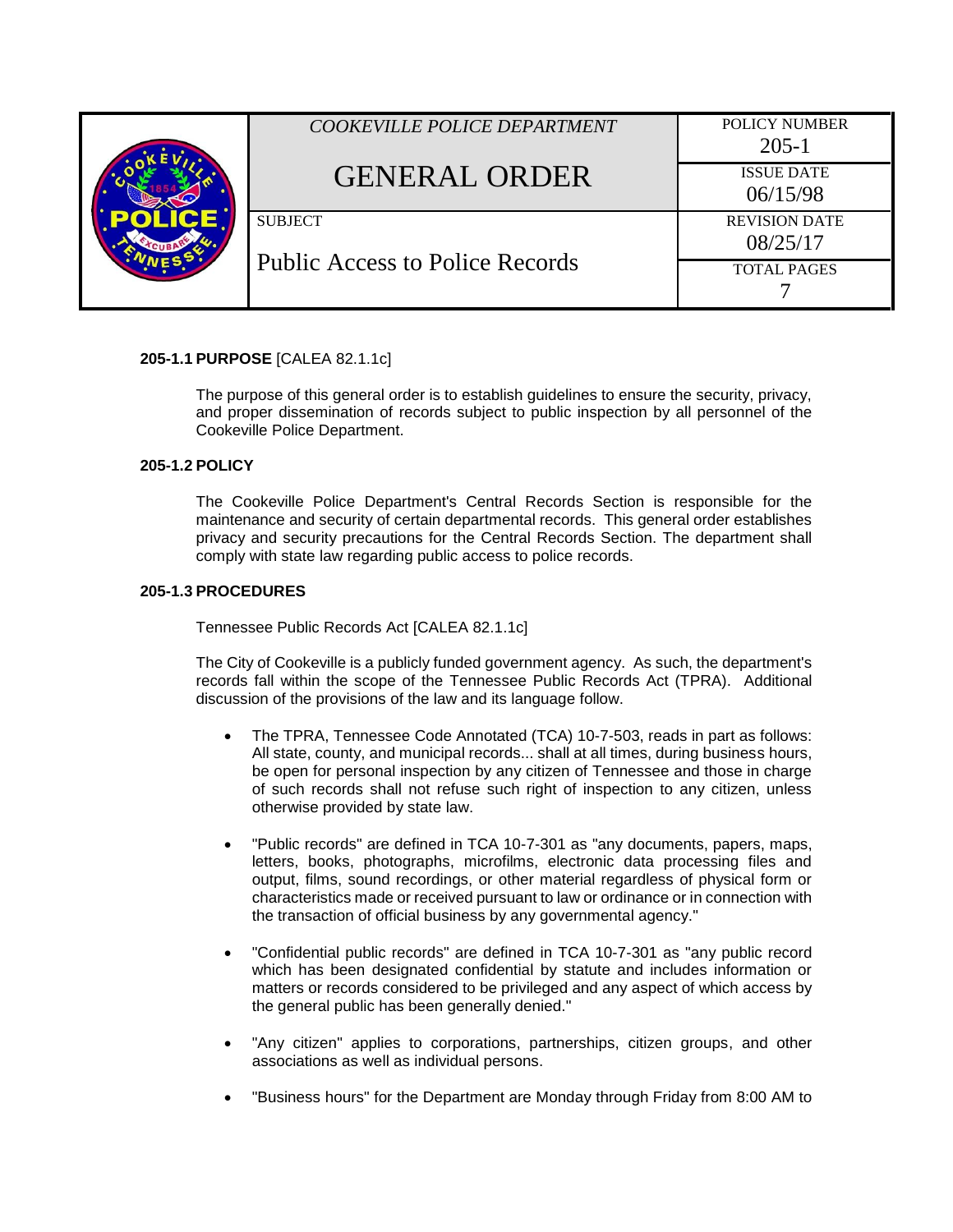| | COOKEVILLE POLICE DEPARTMENT | POLICY NUMBER 205-1 |
|---|---|---|
| | GENERAL ORDER | ISSUE DATE 06/15/98 |
| | SUBJECT | REVISION DATE 08/25/17 |
| | Public Access to Police Records | TOTAL PAGES 7 |

**205-1.1 PURPOSE** [CALEA 82.1.1c]

The purpose of this general order is to establish guidelines to ensure the security, privacy, and proper dissemination of records subject to public inspection by all personnel of the Cookeville Police Department.

**205-1.2 POLICY**

The Cookeville Police Department's Central Records Section is responsible for the maintenance and security of certain departmental records. This general order establishes privacy and security precautions for the Central Records Section. The department shall comply with state law regarding public access to police records.

**205-1.3 PROCEDURES**

Tennessee Public Records Act [CALEA 82.1.1c]

The City of Cookeville is a publicly funded government agency. As such, the department's records fall within the scope of the Tennessee Public Records Act (TPRA). Additional discussion of the provisions of the law and its language follow.

- The TPRA, Tennessee Code Annotated (TCA) 10-7-503, reads in part as follows: All state, county, and municipal records... shall at all times, during business hours, be open for personal inspection by any citizen of Tennessee and those in charge of such records shall not refuse such right of inspection to any citizen, unless otherwise provided by state law.

- "Public records" are defined in TCA 10-7-301 as "any documents, papers, maps, letters, books, photographs, microfilms, electronic data processing files and output, films, sound recordings, or other material regardless of physical form or characteristics made or received pursuant to law or ordinance or in connection with the transaction of official business by any governmental agency."

- "Confidential public records" are defined in TCA 10-7-301 as "any public record which has been designated confidential by statute and includes information or matters or records considered to be privileged and any aspect of which access by the general public has been generally denied."

- "Any citizen" applies to corporations, partnerships, citizen groups, and other associations as well as individual persons.

- "Business hours" for the Department are Monday through Friday from 8:00 AM to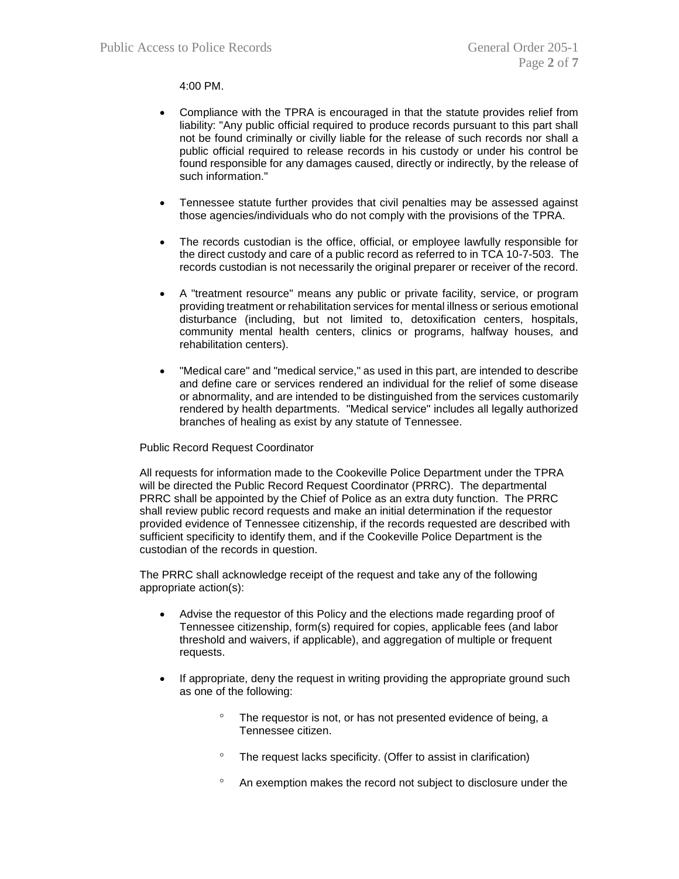4:00 PM.

- Compliance with the TPRA is encouraged in that the statute provides relief from liability: "Any public official required to produce records pursuant to this part shall not be found criminally or civilly liable for the release of such records nor shall a public official required to release records in his custody or under his control be found responsible for any damages caused, directly or indirectly, by the release of such information."

- Tennessee statute further provides that civil penalties may be assessed against those agencies/individuals who do not comply with the provisions of the TPRA.

- The records custodian is the office, official, or employee lawfully responsible for the direct custody and care of a public record as referred to in TCA 10-7-503. The records custodian is not necessarily the original preparer or receiver of the record.

- A "treatment resource" means any public or private facility, service, or program providing treatment or rehabilitation services for mental illness or serious emotional disturbance (including, but not limited to, detoxification centers, hospitals, community mental health centers, clinics or programs, halfway houses, and rehabilitation centers).

- "Medical care" and "medical service," as used in this part, are intended to describe and define care or services rendered an individual for the relief of some disease or abnormality, and are intended to be distinguished from the services customarily rendered by health departments. "Medical service" includes all legally authorized branches of healing as exist by any statute of Tennessee.

Public Record Request Coordinator

All requests for information made to the Cookeville Police Department under the TPRA will be directed the Public Record Request Coordinator (PRRC). The departmental PRRC shall be appointed by the Chief of Police as an extra duty function. The PRRC shall review public record requests and make an initial determination if the requestor provided evidence of Tennessee citizenship, if the records requested are described with sufficient specificity to identify them, and if the Cookeville Police Department is the custodian of the records in question.

The PRRC shall acknowledge receipt of the request and take any of the following appropriate action(s):

- Advise the requestor of this Policy and the elections made regarding proof of Tennessee citizenship, form(s) required for copies, applicable fees (and labor threshold and waivers, if applicable), and aggregation of multiple or frequent requests.

- If appropriate, deny the request in writing providing the appropriate ground such as one of the following:
    - The requestor is not, or has not presented evidence of being, a Tennessee citizen.
    - The request lacks specificity. (Offer to assist in clarification)
    - An exemption makes the record not subject to disclosure under the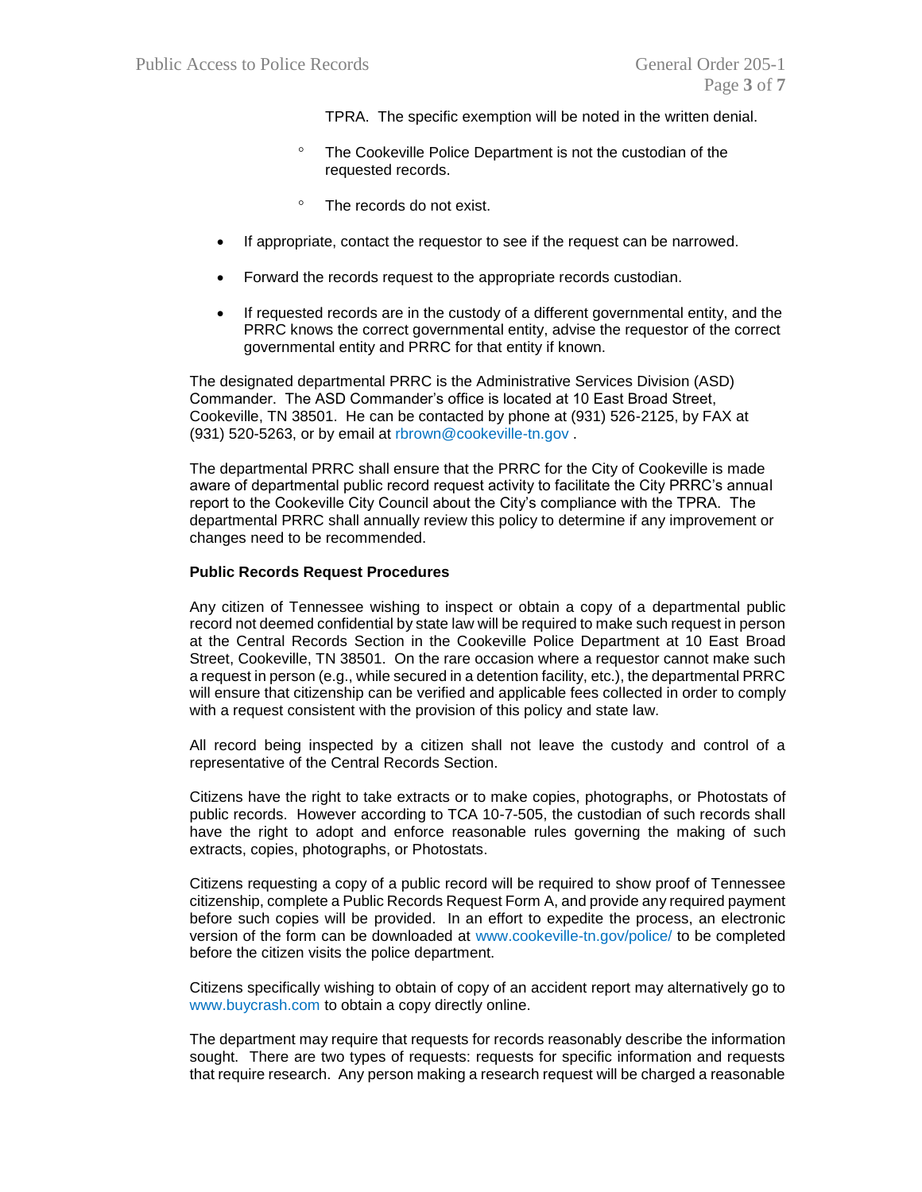TPRA. The specific exemption will be noted in the written denial.

  - The Cookeville Police Department is not the custodian of the requested records.

  - The records do not exist.

- If appropriate, contact the requestor to see if the request can be narrowed.

- Forward the records request to the appropriate records custodian.

- If requested records are in the custody of a different governmental entity, and the PRRC knows the correct governmental entity, advise the requestor of the correct governmental entity and PRRC for that entity if known.

The designated departmental PRRC is the Administrative Services Division (ASD) Commander. The ASD Commander's office is located at 10 East Broad Street, Cookeville, TN 38501. He can be contacted by phone at (931) 526-2125, by FAX at (931) 520-5263, or by email at rbrown@cookeville-tn.gov .

The departmental PRRC shall ensure that the PRRC for the City of Cookeville is made aware of departmental public record request activity to facilitate the City PRRC's annual report to the Cookeville City Council about the City's compliance with the TPRA. The departmental PRRC shall annually review this policy to determine if any improvement or changes need to be recommended.

**Public Records Request Procedures**

Any citizen of Tennessee wishing to inspect or obtain a copy of a departmental public record not deemed confidential by state law will be required to make such request in person at the Central Records Section in the Cookeville Police Department at 10 East Broad Street, Cookeville, TN 38501. On the rare occasion where a requestor cannot make such a request in person (e.g., while secured in a detention facility, etc.), the departmental PRRC will ensure that citizenship can be verified and applicable fees collected in order to comply with a request consistent with the provision of this policy and state law.

All record being inspected by a citizen shall not leave the custody and control of a representative of the Central Records Section.

Citizens have the right to take extracts or to make copies, photographs, or Photostats of public records. However according to TCA 10-7-505, the custodian of such records shall have the right to adopt and enforce reasonable rules governing the making of such extracts, copies, photographs, or Photostats.

Citizens requesting a copy of a public record will be required to show proof of Tennessee citizenship, complete a Public Records Request Form A, and provide any required payment before such copies will be provided. In an effort to expedite the process, an electronic version of the form can be downloaded at www.cookeville-tn.gov/police/ to be completed before the citizen visits the police department.

Citizens specifically wishing to obtain of copy of an accident report may alternatively go to www.buycrash.com to obtain a copy directly online.

The department may require that requests for records reasonably describe the information sought. There are two types of requests: requests for specific information and requests that require research. Any person making a research request will be charged a reasonable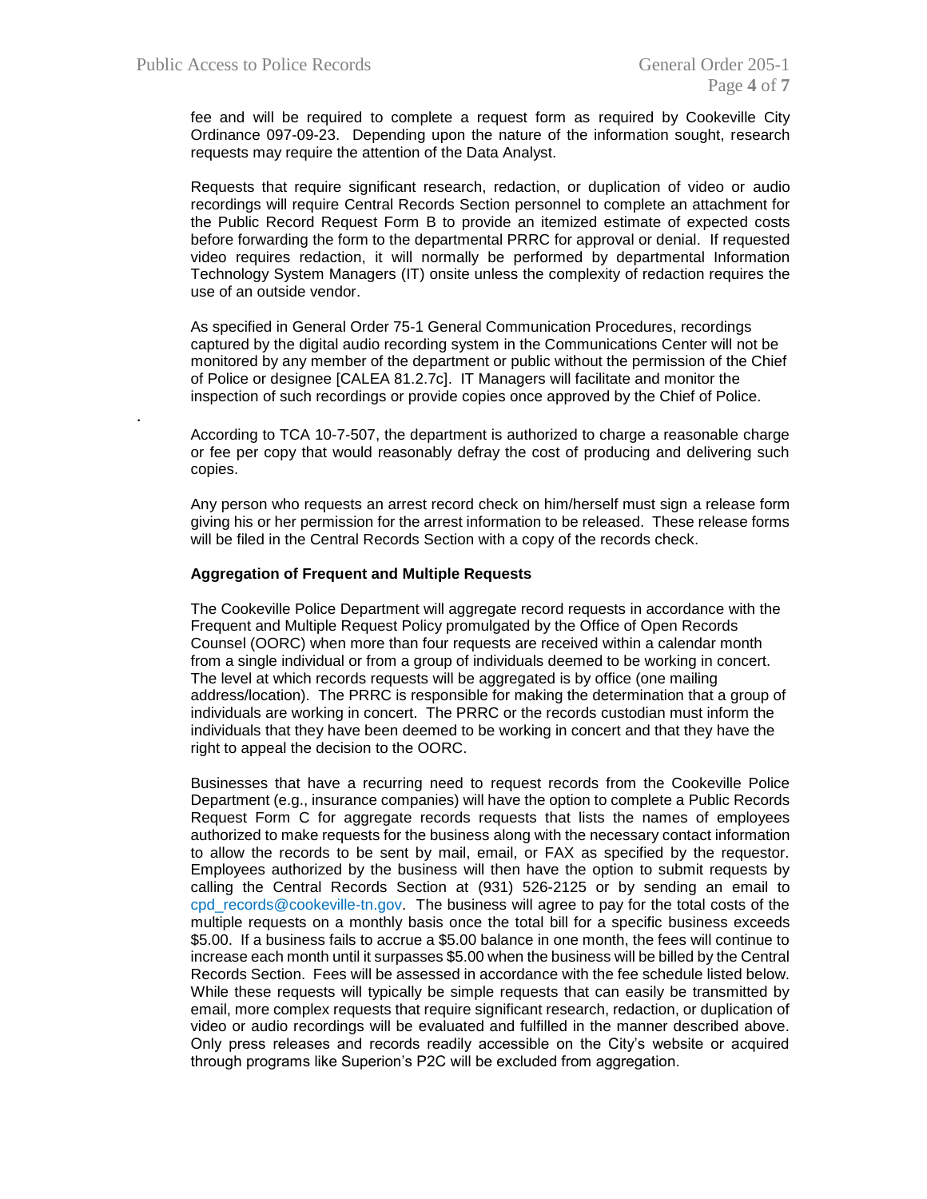fee and will be required to complete a request form as required by Cookeville City Ordinance 097-09-23. Depending upon the nature of the information sought, research requests may require the attention of the Data Analyst.

Requests that require significant research, redaction, or duplication of video or audio recordings will require Central Records Section personnel to complete an attachment for the Public Record Request Form B to provide an itemized estimate of expected costs before forwarding the form to the departmental PRRC for approval or denial. If requested video requires redaction, it will normally be performed by departmental Information Technology System Managers (IT) onsite unless the complexity of redaction requires the use of an outside vendor.

As specified in General Order 75-1 General Communication Procedures, recordings captured by the digital audio recording system in the Communications Center will not be monitored by any member of the department or public without the permission of the Chief of Police or designee [CALEA 81.2.7c]. IT Managers will facilitate and monitor the inspection of such recordings or provide copies once approved by the Chief of Police.

.

According to TCA 10-7-507, the department is authorized to charge a reasonable charge or fee per copy that would reasonably defray the cost of producing and delivering such copies.

Any person who requests an arrest record check on him/herself must sign a release form giving his or her permission for the arrest information to be released. These release forms will be filed in the Central Records Section with a copy of the records check.

**Aggregation of Frequent and Multiple Requests**

The Cookeville Police Department will aggregate record requests in accordance with the Frequent and Multiple Request Policy promulgated by the Office of Open Records Counsel (OORC) when more than four requests are received within a calendar month from a single individual or from a group of individuals deemed to be working in concert. The level at which records requests will be aggregated is by office (one mailing address/location). The PRRC is responsible for making the determination that a group of individuals are working in concert. The PRRC or the records custodian must inform the individuals that they have been deemed to be working in concert and that they have the right to appeal the decision to the OORC.

Businesses that have a recurring need to request records from the Cookeville Police Department (e.g., insurance companies) will have the option to complete a Public Records Request Form C for aggregate records requests that lists the names of employees authorized to make requests for the business along with the necessary contact information to allow the records to be sent by mail, email, or FAX as specified by the requestor. Employees authorized by the business will then have the option to submit requests by calling the Central Records Section at (931) 526-2125 or by sending an email to cpd_records@cookeville-tn.gov. The business will agree to pay for the total costs of the multiple requests on a monthly basis once the total bill for a specific business exceeds $5.00. If a business fails to accrue a $5.00 balance in one month, the fees will continue to increase each month until it surpasses $5.00 when the business will be billed by the Central Records Section. Fees will be assessed in accordance with the fee schedule listed below. While these requests will typically be simple requests that can easily be transmitted by email, more complex requests that require significant research, redaction, or duplication of video or audio recordings will be evaluated and fulfilled in the manner described above. Only press releases and records readily accessible on the City's website or acquired through programs like Superion's P2C will be excluded from aggregation.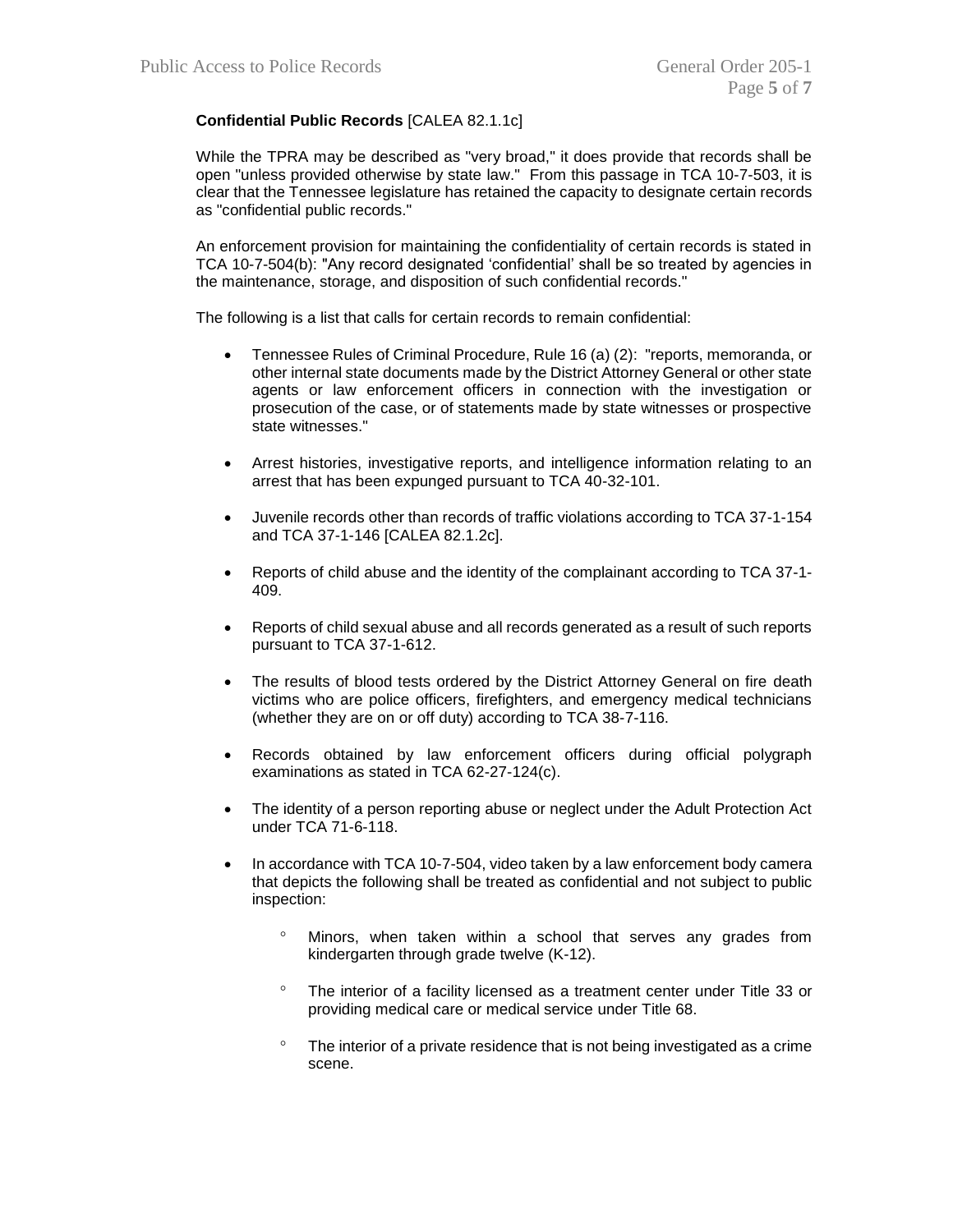**Confidential Public Records** [CALEA 82.1.1c]

While the TPRA may be described as "very broad," it does provide that records shall be open "unless provided otherwise by state law." From this passage in TCA 10-7-503, it is clear that the Tennessee legislature has retained the capacity to designate certain records as "confidential public records."

An enforcement provision for maintaining the confidentiality of certain records is stated in TCA 10-7-504(b): "Any record designated 'confidential' shall be so treated by agencies in the maintenance, storage, and disposition of such confidential records."

The following is a list that calls for certain records to remain confidential:

- Tennessee Rules of Criminal Procedure, Rule 16 (a) (2): "reports, memoranda, or other internal state documents made by the District Attorney General or other state agents or law enforcement officers in connection with the investigation or prosecution of the case, or of statements made by state witnesses or prospective state witnesses."

- Arrest histories, investigative reports, and intelligence information relating to an arrest that has been expunged pursuant to TCA 40-32-101.

- Juvenile records other than records of traffic violations according to TCA 37-1-154 and TCA 37-1-146 [CALEA 82.1.2c].

- Reports of child abuse and the identity of the complainant according to TCA 37-1-409.

- Reports of child sexual abuse and all records generated as a result of such reports pursuant to TCA 37-1-612.

- The results of blood tests ordered by the District Attorney General on fire death victims who are police officers, firefighters, and emergency medical technicians (whether they are on or off duty) according to TCA 38-7-116.

- Records obtained by law enforcement officers during official polygraph examinations as stated in TCA 62-27-124(c).

- The identity of a person reporting abuse or neglect under the Adult Protection Act under TCA 71-6-118.

- In accordance with TCA 10-7-504, video taken by a law enforcement body camera that depicts the following shall be treated as confidential and not subject to public inspection:

    - Minors, when taken within a school that serves any grades from kindergarten through grade twelve (K-12).

    - The interior of a facility licensed as a treatment center under Title 33 or providing medical care or medical service under Title 68.

    - The interior of a private residence that is not being investigated as a crime scene.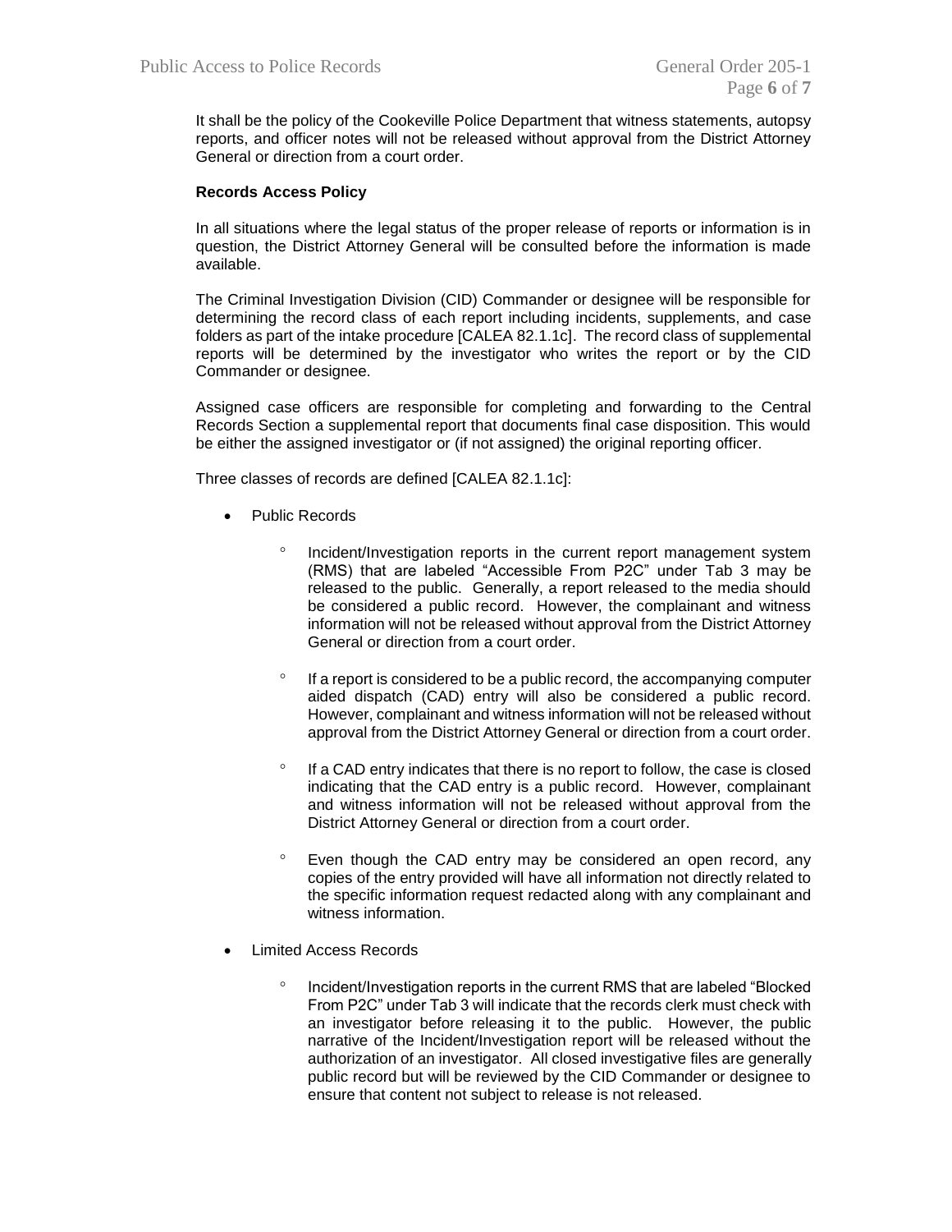It shall be the policy of the Cookeville Police Department that witness statements, autopsy reports, and officer notes will not be released without approval from the District Attorney General or direction from a court order.

**Records Access Policy**

In all situations where the legal status of the proper release of reports or information is in question, the District Attorney General will be consulted before the information is made available.

The Criminal Investigation Division (CID) Commander or designee will be responsible for determining the record class of each report including incidents, supplements, and case folders as part of the intake procedure [CALEA 82.1.1c]. The record class of supplemental reports will be determined by the investigator who writes the report or by the CID Commander or designee.

Assigned case officers are responsible for completing and forwarding to the Central Records Section a supplemental report that documents final case disposition. This would be either the assigned investigator or (if not assigned) the original reporting officer.

Three classes of records are defined [CALEA 82.1.1c]:

- Public Records
    - Incident/Investigation reports in the current report management system (RMS) that are labeled "Accessible From P2C" under Tab 3 may be released to the public. Generally, a report released to the media should be considered a public record. However, the complainant and witness information will not be released without approval from the District Attorney General or direction from a court order.
    - If a report is considered to be a public record, the accompanying computer aided dispatch (CAD) entry will also be considered a public record. However, complainant and witness information will not be released without approval from the District Attorney General or direction from a court order.
    - If a CAD entry indicates that there is no report to follow, the case is closed indicating that the CAD entry is a public record. However, complainant and witness information will not be released without approval from the District Attorney General or direction from a court order.
    - Even though the CAD entry may be considered an open record, any copies of the entry provided will have all information not directly related to the specific information request redacted along with any complainant and witness information.
- Limited Access Records
    - Incident/Investigation reports in the current RMS that are labeled "Blocked From P2C" under Tab 3 will indicate that the records clerk must check with an investigator before releasing it to the public. However, the public narrative of the Incident/Investigation report will be released without the authorization of an investigator. All closed investigative files are generally public record but will be reviewed by the CID Commander or designee to ensure that content not subject to release is not released.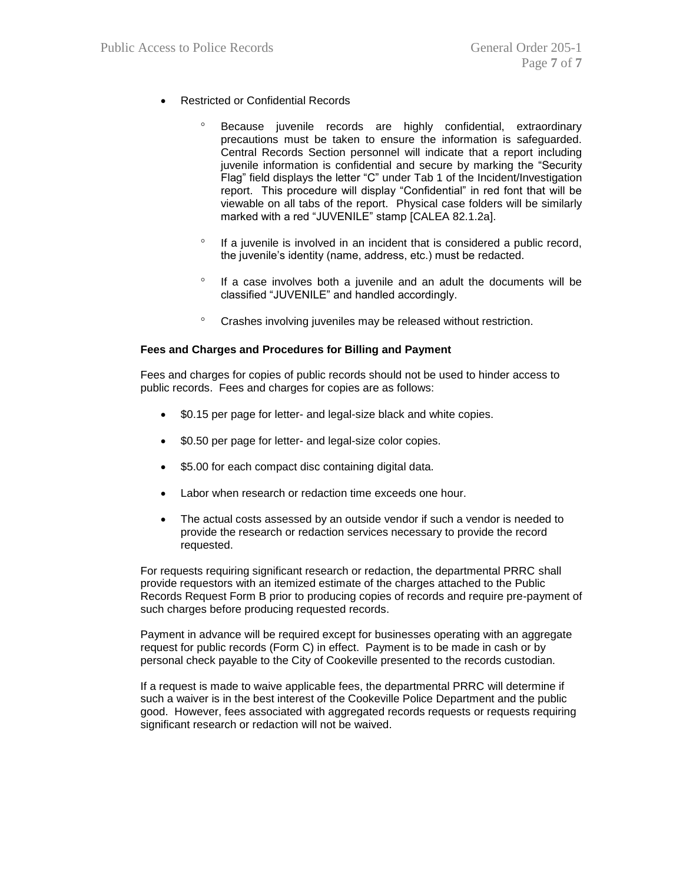- Restricted or Confidential Records

    - Because juvenile records are highly confidential, extraordinary precautions must be taken to ensure the information is safeguarded. Central Records Section personnel will indicate that a report including juvenile information is confidential and secure by marking the "Security Flag" field displays the letter "C" under Tab 1 of the Incident/Investigation report. This procedure will display "Confidential" in red font that will be viewable on all tabs of the report. Physical case folders will be similarly marked with a red "JUVENILE" stamp [CALEA 82.1.2a].

    - If a juvenile is involved in an incident that is considered a public record, the juvenile's identity (name, address, etc.) must be redacted.

    - If a case involves both a juvenile and an adult the documents will be classified "JUVENILE" and handled accordingly.

    - Crashes involving juveniles may be released without restriction.

**Fees and Charges and Procedures for Billing and Payment**

Fees and charges for copies of public records should not be used to hinder access to public records. Fees and charges for copies are as follows:

- $0.15 per page for letter- and legal-size black and white copies.

- $0.50 per page for letter- and legal-size color copies.

- $5.00 for each compact disc containing digital data.

- Labor when research or redaction time exceeds one hour.

- The actual costs assessed by an outside vendor if such a vendor is needed to provide the research or redaction services necessary to provide the record requested.

For requests requiring significant research or redaction, the departmental PRRC shall provide requestors with an itemized estimate of the charges attached to the Public Records Request Form B prior to producing copies of records and require pre-payment of such charges before producing requested records.

Payment in advance will be required except for businesses operating with an aggregate request for public records (Form C) in effect. Payment is to be made in cash or by personal check payable to the City of Cookeville presented to the records custodian.

If a request is made to waive applicable fees, the departmental PRRC will determine if such a waiver is in the best interest of the Cookeville Police Department and the public good. However, fees associated with aggregated records requests or requests requiring significant research or redaction will not be waived.